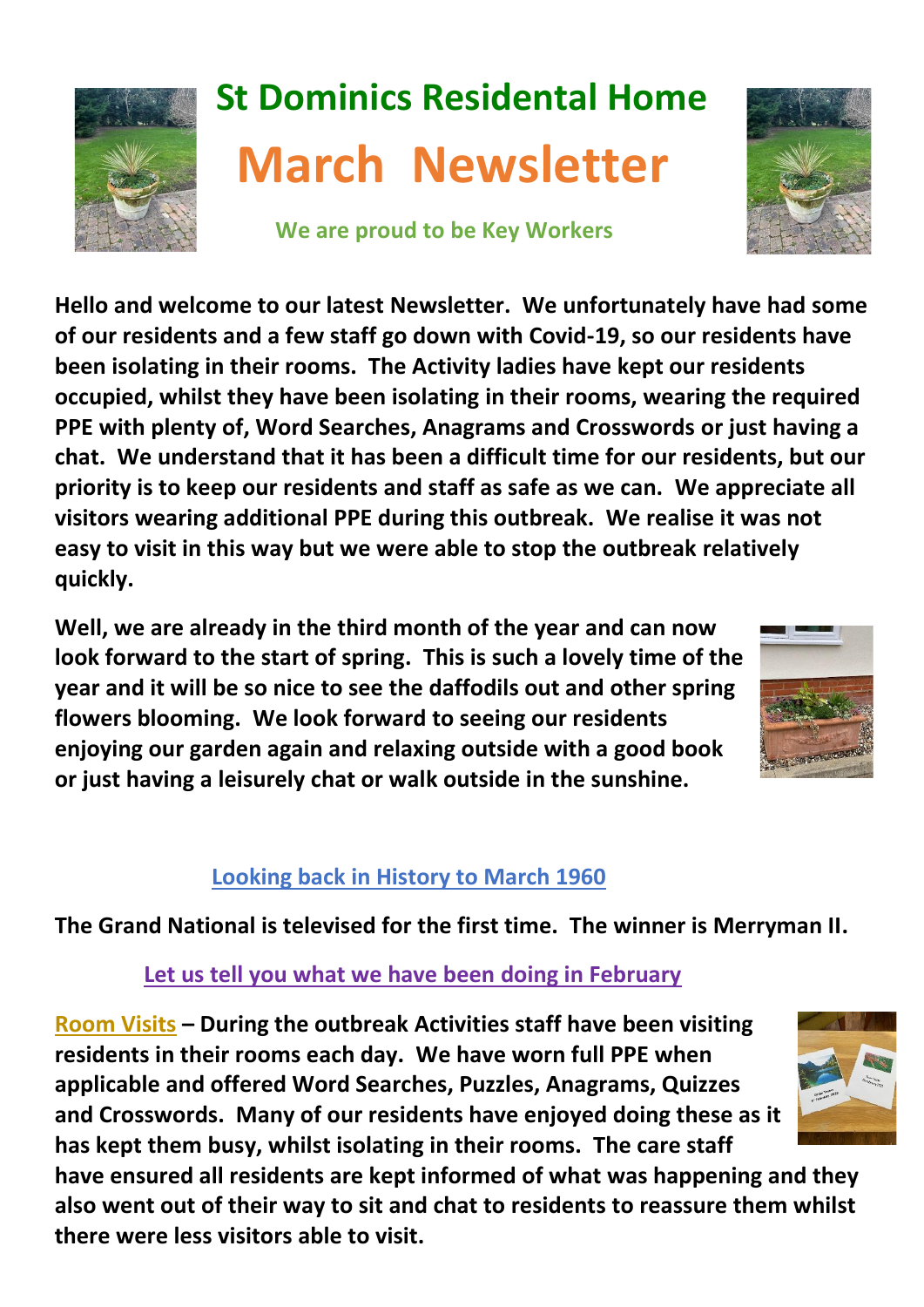# St Dominics Residental Home

# March Newsletter

**We are proud to be Key Workers**

**Hello and welcome to our latest Newsletter. We unfortunately have had some of our residents and a few staff go down with Covid-19, so our residents have been isolating in their rooms. The Activity ladies have kept our residents occupied, whilst they have been isolating in their rooms, wearing the required PPE with plenty of, Word Searches, Anagrams and Crosswords or just having a chat. We understand that it has been a difficult time for our residents, but our priority is to keep our residents and staff as safe as we can. We appreciate all visitors wearing additional PPE during this outbreak. We realise it was not easy to visit in this way but we were able to stop the outbreak relatively quickly.**

**Well, we are already in the third month of the year and can now look forward to the start of spring. This is such a lovely time of the year and it will be so nice to see the daffodils out and other spring flowers blooming. We look forward to seeing our residents enjoying our garden again and relaxing outside with a good book or just having a leisurely chat or walk outside in the sunshine.**

## Looking back in History to March 1960

**The Grand National is televised for the first time. The winner is Merryman II.**

## Let us tell you what we have been doing in February

**Room Visits – During the outbreak Activities staff have been visiting residents in their rooms each day. We have worn full PPE when applicable and offered Word Searches, Puzzles, Anagrams, Quizzes and Crosswords. Many of our residents have enjoyed doing these as it has kept them busy, whilst isolating in their rooms. The care staff have ensured all residents are kept informed of what was happening and they also went out of their way to sit and chat to residents to reassure them whilst there were less visitors able to visit.**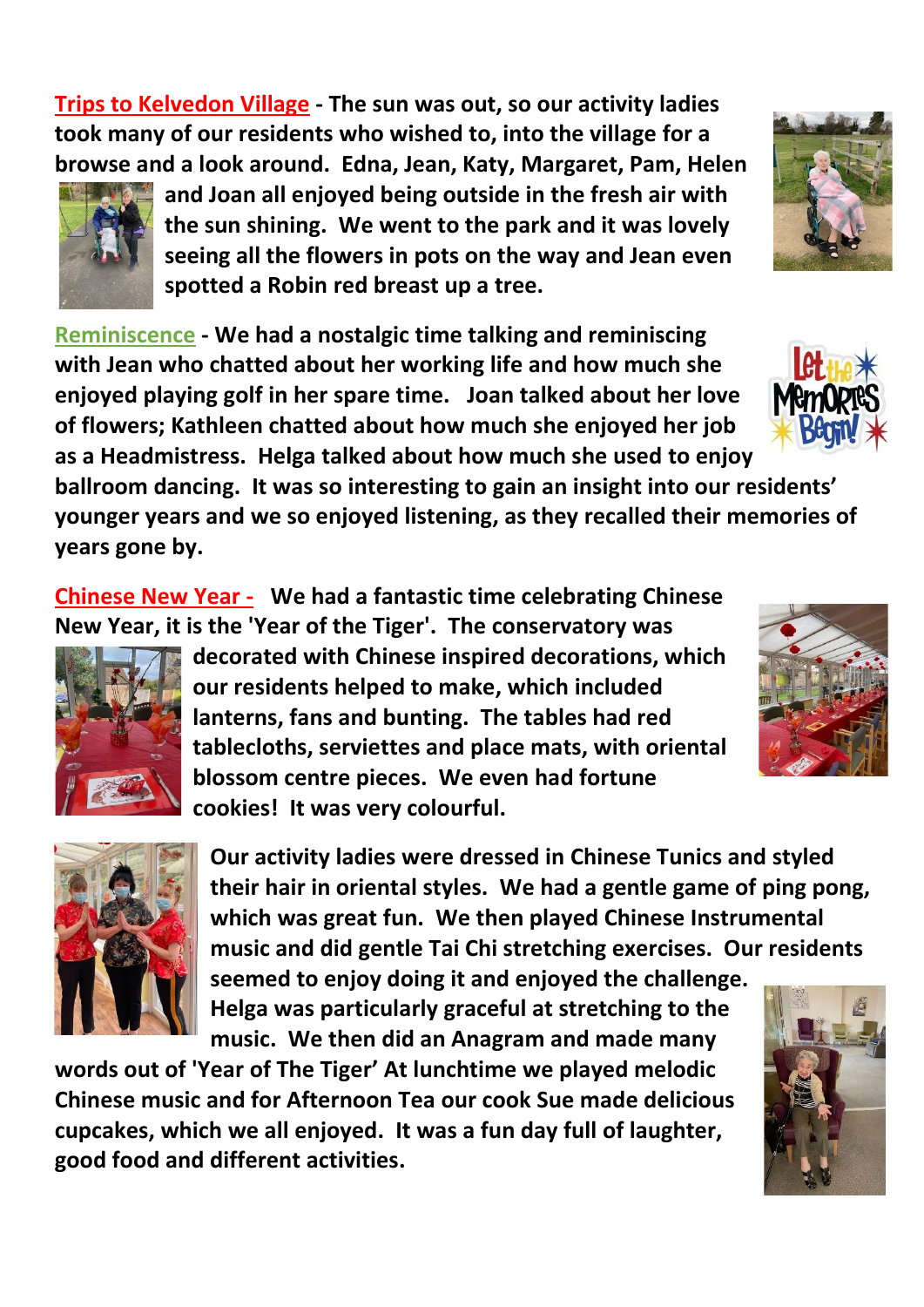**Trips to Kelvedon Village - The sun was out, so our activity ladies took many of our residents who wished to, into the village for a browse and a look around. Edna, Jean, Katy, Margaret, Pam, Helen and Joan all enjoyed being outside in the fresh air with the sun shining. We went to the park and it was lovely seeing all the flowers in pots on the way and Jean even spotted a Robin red breast up a tree.**

**Reminiscence - We had a nostalgic time talking and reminiscing with Jean who chatted about her working life and how much she enjoyed playing golf in her spare time. Joan talked about her love of flowers; Kathleen chatted about how much she enjoyed her job as a Headmistress. Helga talked about how much she used to enjoy ballroom dancing. It was so interesting to gain an insight into our residents' younger years and we so enjoyed listening, as they recalled their memories of years gone by.**

**Chinese New Year - We had a fantastic time celebrating Chinese New Year, it is the 'Year of the Tiger'. The conservatory was decorated with Chinese inspired decorations, which our residents helped to make, which included lanterns, fans and bunting. The tables had red tablecloths, serviettes and place mats, with oriental blossom centre pieces. We even had fortune cookies! It was very colourful.**

**Our activity ladies were dressed in Chinese Tunics and styled their hair in oriental styles. We had a gentle game of ping pong, which was great fun. We then played Chinese Instrumental music and did gentle Tai Chi stretching exercises. Our residents seemed to enjoy doing it and enjoyed the challenge. Helga was particularly graceful at stretching to the music. We then did an Anagram and made many words out of 'Year of The Tiger' At lunchtime we played melodic Chinese music and for Afternoon Tea our cook Sue made delicious cupcakes, which we all enjoyed. It was a fun day full of laughter, good food and different activities.**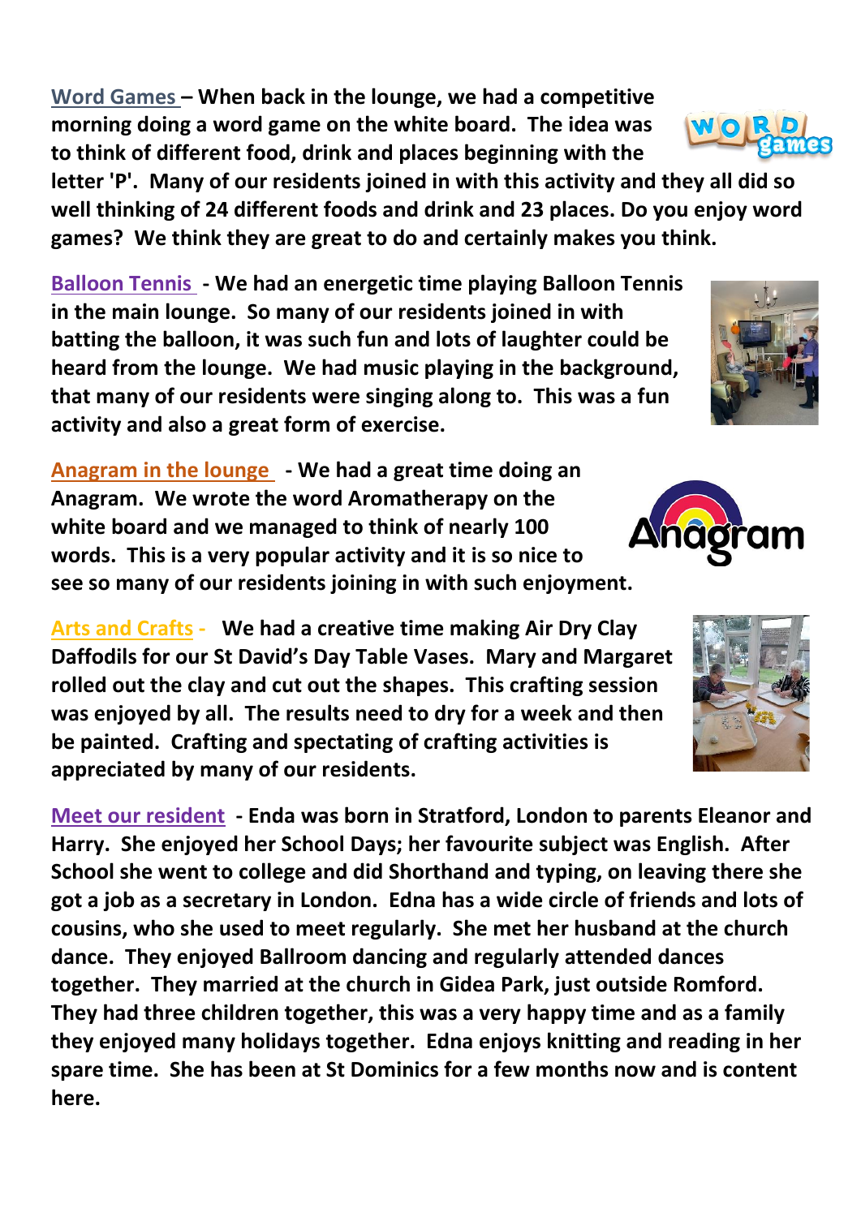**Word Games – When back in the lounge, we had a competitive morning doing a word game on the white board. The idea was to think of different food, drink and places beginning with the letter 'P'. Many of our residents joined in with this activity and they all did so well thinking of 24 different foods and drink and 23 places. Do you enjoy word games? We think they are great to do and certainly makes you think.**

**Balloon Tennis - We had an energetic time playing Balloon Tennis in the main lounge. So many of our residents joined in with batting the balloon, it was such fun and lots of laughter could be heard from the lounge. We had music playing in the background, that many of our residents were singing along to. This was a fun activity and also a great form of exercise.**

**Anagram in the lounge - We had a great time doing an Anagram. We wrote the word Aromatherapy on the white board and we managed to think of nearly 100 words. This is a very popular activity and it is so nice to see so many of our residents joining in with such enjoyment.**

**Arts and Crafts - We had a creative time making Air Dry Clay Daffodils for our St David's Day Table Vases. Mary and Margaret rolled out the clay and cut out the shapes. This crafting session was enjoyed by all. The results need to dry for a week and then be painted. Crafting and spectating of crafting activities is appreciated by many of our residents.**

**Meet our resident - Enda was born in Stratford, London to parents Eleanor and Harry. She enjoyed her School Days; her favourite subject was English. After School she went to college and did Shorthand and typing, on leaving there she got a job as a secretary in London. Edna has a wide circle of friends and lots of cousins, who she used to meet regularly. She met her husband at the church dance. They enjoyed Ballroom dancing and regularly attended dances together. They married at the church in Gidea Park, just outside Romford. They had three children together, this was a very happy time and as a family they enjoyed many holidays together. Edna enjoys knitting and reading in her spare time. She has been at St Dominics for a few months now and is content here.**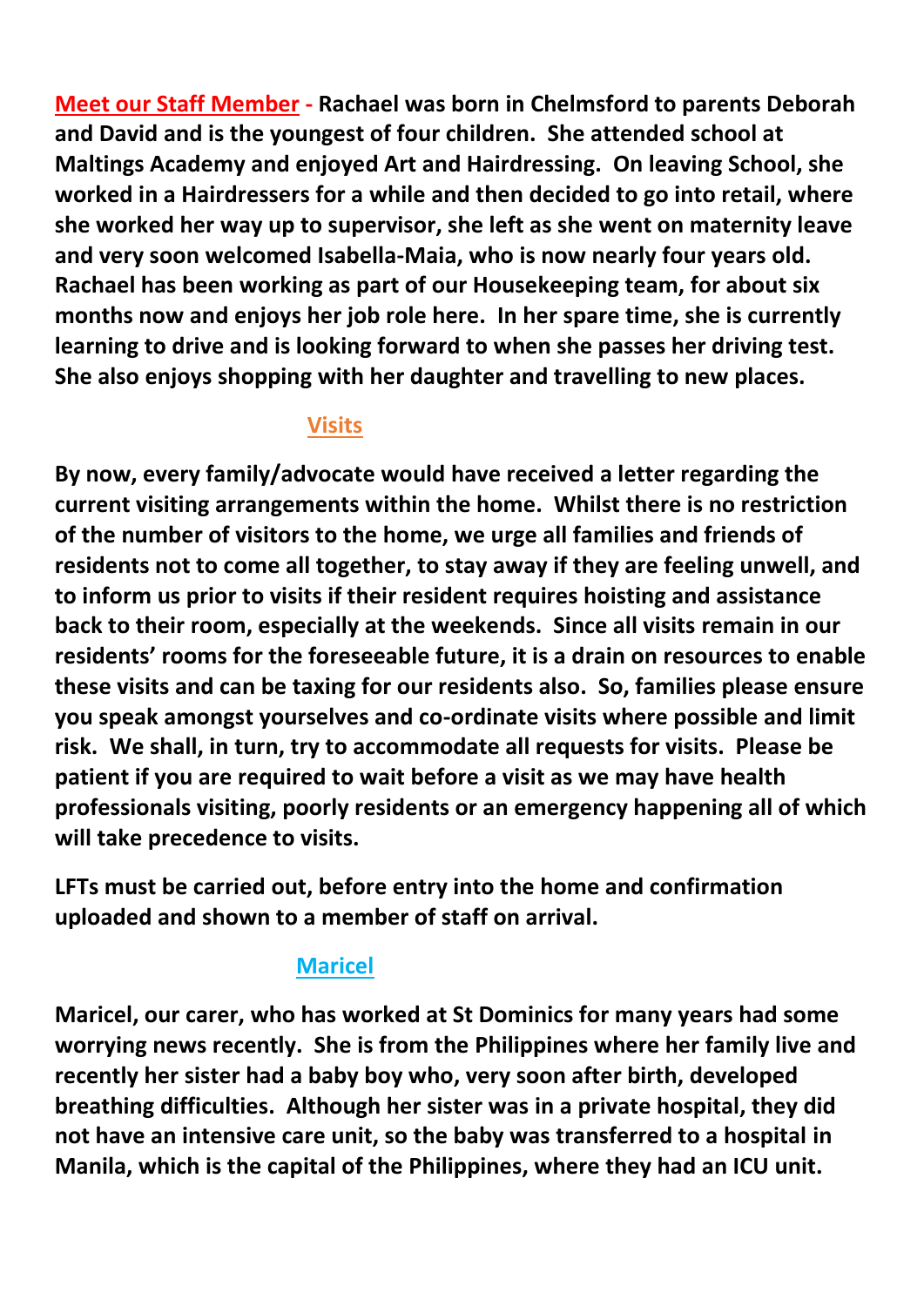**Meet our Staff Member - Rachael was born in Chelmsford to parents Deborah and David and is the youngest of four children. She attended school at Maltings Academy and enjoyed Art and Hairdressing. On leaving School, she worked in a Hairdressers for a while and then decided to go into retail, where she worked her way up to supervisor, she left as she went on maternity leave and very soon welcomed Isabella-Maia, who is now nearly four years old. Rachael has been working as part of our Housekeeping team, for about six months now and enjoys her job role here. In her spare time, she is currently learning to drive and is looking forward to when she passes her driving test. She also enjoys shopping with her daughter and travelling to new places.**

## Visits

**By now, every family/advocate would have received a letter regarding the current visiting arrangements within the home. Whilst there is no restriction of the number of visitors to the home, we urge all families and friends of residents not to come all together, to stay away if they are feeling unwell, and to inform us prior to visits if their resident requires hoisting and assistance back to their room, especially at the weekends. Since all visits remain in our residents' rooms for the foreseeable future, it is a drain on resources to enable these visits and can be taxing for our residents also. So, families please ensure you speak amongst yourselves and co-ordinate visits where possible and limit risk. We shall, in turn, try to accommodate all requests for visits. Please be patient if you are required to wait before a visit as we may have health professionals visiting, poorly residents or an emergency happening all of which will take precedence to visits.**

**LFTs must be carried out, before entry into the home and confirmation uploaded and shown to a member of staff on arrival.**

## Maricel

**Maricel, our carer, who has worked at St Dominics for many years had some worrying news recently. She is from the Philippines where her family live and recently her sister had a baby boy who, very soon after birth, developed breathing difficulties. Although her sister was in a private hospital, they did not have an intensive care unit, so the baby was transferred to a hospital in Manila, which is the capital of the Philippines, where they had an ICU unit.**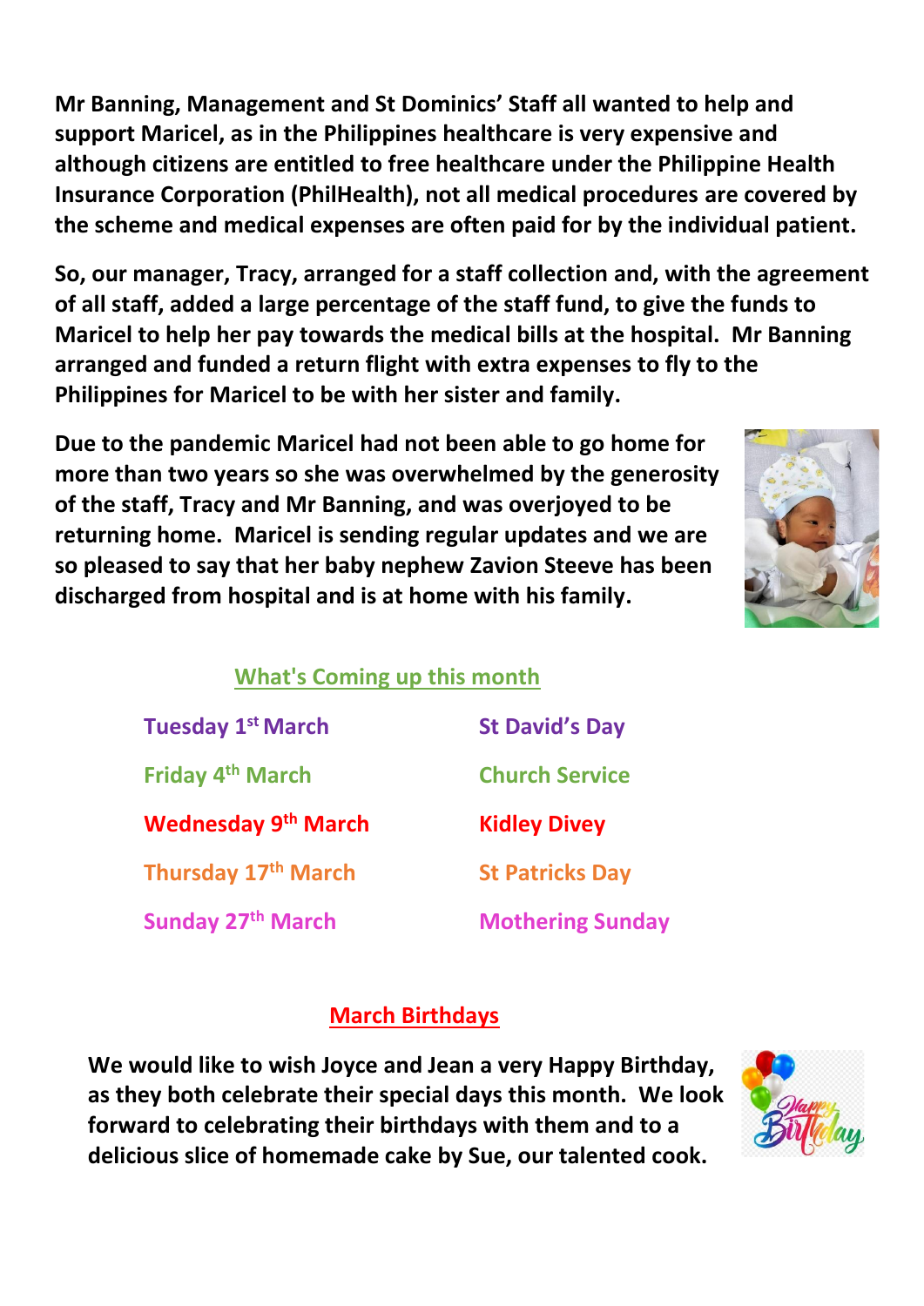**Mr Banning, Management and St Dominics' Staff all wanted to help and support Maricel, as in the Philippines healthcare is very expensive and although citizens are entitled to free healthcare under the Philippine Health Insurance Corporation (PhilHealth), not all medical procedures are covered by the scheme and medical expenses are often paid for by the individual patient.**

**So, our manager, Tracy, arranged for a staff collection and, with the agreement of all staff, added a large percentage of the staff fund, to give the funds to Maricel to help her pay towards the medical bills at the hospital. Mr Banning arranged and funded a return flight with extra expenses to fly to the Philippines for Maricel to be with her sister and family.**

**Due to the pandemic Maricel had not been able to go home for more than two years so she was overwhelmed by the generosity of the staff, Tracy and Mr Banning, and was overjoyed to be returning home. Maricel is sending regular updates and we are so pleased to say that her baby nephew Zavion Steeve has been discharged from hospital and is at home with his family.**

## What's Coming up this month

| | |
|---|---|
| Tuesday 1st March | St David's Day |
| Friday 4th March | Church Service |
| Wednesday 9th March | Kidley Divey |
| Thursday 17th March | St Patricks Day |
| Sunday 27th March | Mothering Sunday |

## March Birthdays

**We would like to wish Joyce and Jean a very Happy Birthday, as they both celebrate their special days this month. We look forward to celebrating their birthdays with them and to a delicious slice of homemade cake by Sue, our talented cook.**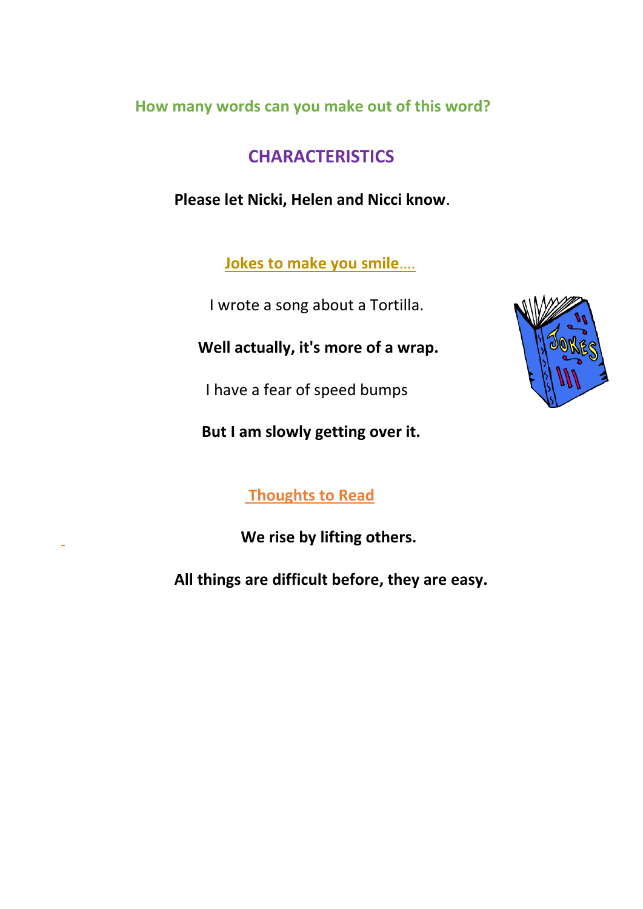**How many words can you make out of this word?**

## CHARACTERISTICS

**Please let Nicki, Helen and Nicci know**.

**Jokes to make you smile....**

I wrote a song about a Tortilla.

**Well actually, it's more of a wrap.**

I have a fear of speed bumps

**But I am slowly getting over it.**

**Thoughts to Read**

**We rise by lifting others.**

**All things are difficult before, they are easy.**